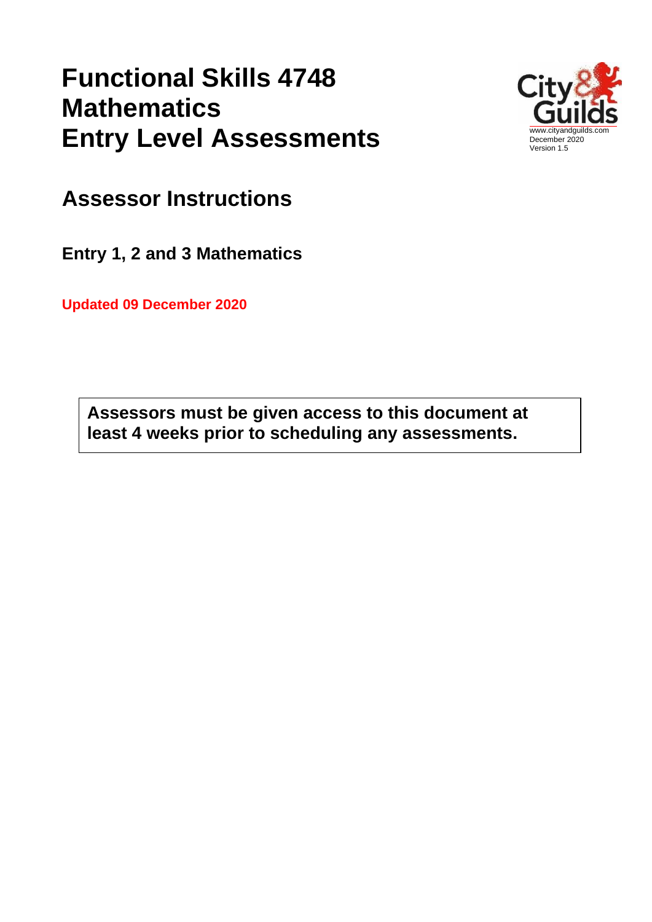# Functional Skills 4748 Mathematics Entry Level Assessments

www.cityandguilds.com
December 2020
Version 1.5

## Assessor Instructions

### Entry 1, 2 and 3 Mathematics

**Updated 09 December 2020**

**Assessors must be given access to this document at least 4 weeks prior to scheduling any assessments.**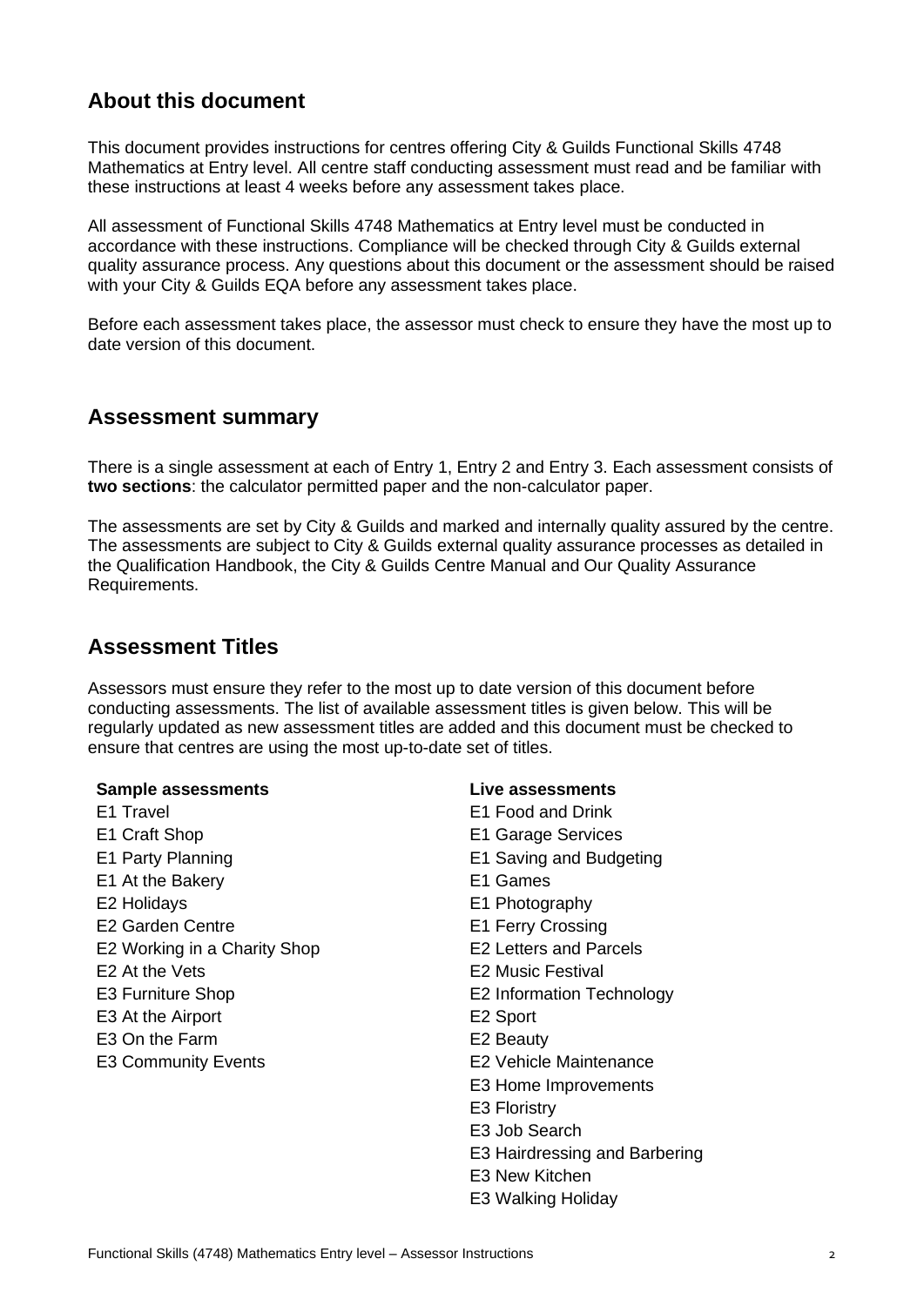## About this document

This document provides instructions for centres offering City & Guilds Functional Skills 4748 Mathematics at Entry level. All centre staff conducting assessment must read and be familiar with these instructions at least 4 weeks before any assessment takes place.

All assessment of Functional Skills 4748 Mathematics at Entry level must be conducted in accordance with these instructions. Compliance will be checked through City & Guilds external quality assurance process. Any questions about this document or the assessment should be raised with your City & Guilds EQA before any assessment takes place.

Before each assessment takes place, the assessor must check to ensure they have the most up to date version of this document.

## Assessment summary

There is a single assessment at each of Entry 1, Entry 2 and Entry 3. Each assessment consists of **two sections**: the calculator permitted paper and the non-calculator paper.

The assessments are set by City & Guilds and marked and internally quality assured by the centre. The assessments are subject to City & Guilds external quality assurance processes as detailed in the Qualification Handbook, the City & Guilds Centre Manual and Our Quality Assurance Requirements.

## Assessment Titles

Assessors must ensure they refer to the most up to date version of this document before conducting assessments. The list of available assessment titles is given below. This will be regularly updated as new assessment titles are added and this document must be checked to ensure that centres are using the most up-to-date set of titles.

**Sample assessments**

E1 Travel
E1 Craft Shop
E1 Party Planning
E1 At the Bakery
E2 Holidays
E2 Garden Centre
E2 Working in a Charity Shop
E2 At the Vets
E3 Furniture Shop
E3 At the Airport
E3 On the Farm
E3 Community Events

**Live assessments**

E1 Food and Drink
E1 Garage Services
E1 Saving and Budgeting
E1 Games
E1 Photography
E1 Ferry Crossing
E2 Letters and Parcels
E2 Music Festival
E2 Information Technology
E2 Sport
E2 Beauty
E2 Vehicle Maintenance
E3 Home Improvements
E3 Floristry
E3 Job Search
E3 Hairdressing and Barbering
E3 New Kitchen
E3 Walking Holiday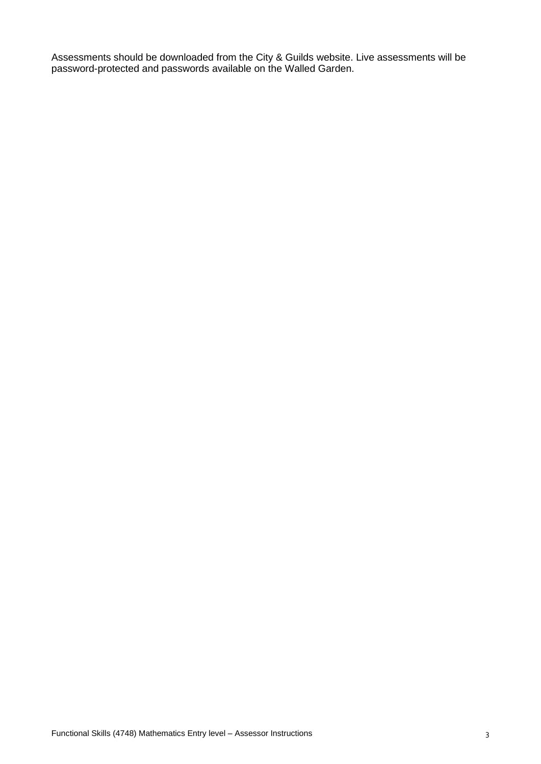Assessments should be downloaded from the City & Guilds website. Live assessments will be password-protected and passwords available on the Walled Garden.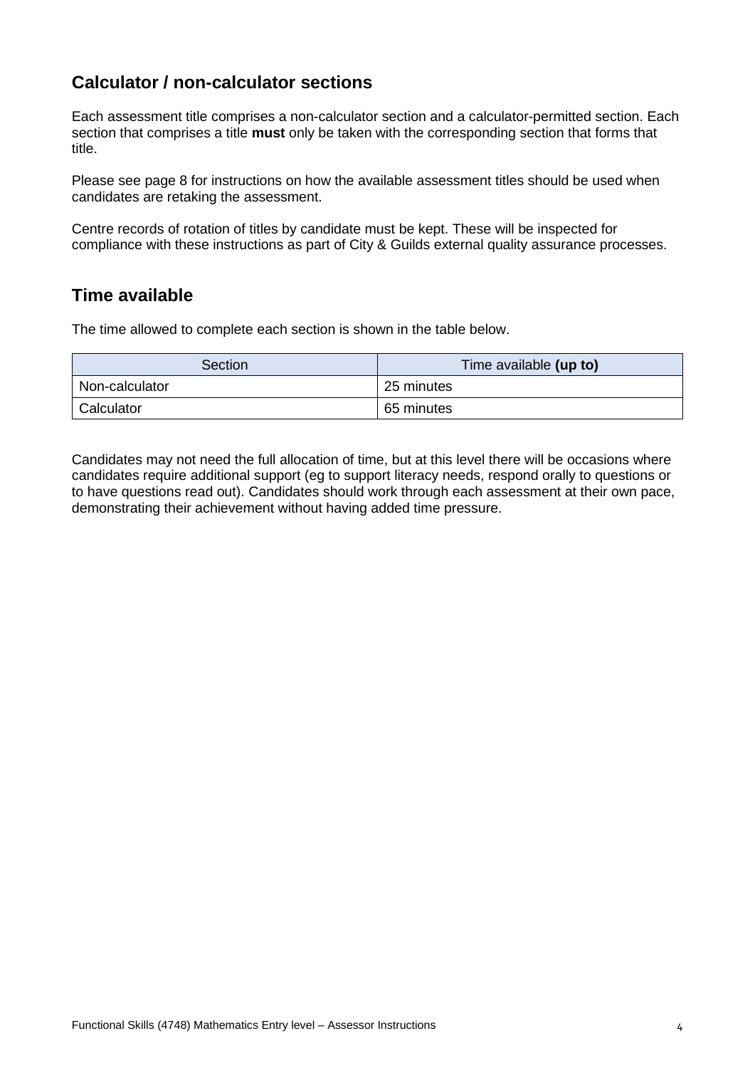## Calculator / non-calculator sections

Each assessment title comprises a non-calculator section and a calculator-permitted section. Each section that comprises a title **must** only be taken with the corresponding section that forms that title.

Please see page 8 for instructions on how the available assessment titles should be used when candidates are retaking the assessment.

Centre records of rotation of titles by candidate must be kept. These will be inspected for compliance with these instructions as part of City & Guilds external quality assurance processes.

## Time available

The time allowed to complete each section is shown in the table below.

| Section | Time available **(up to)** |
| --- | --- |
| Non-calculator | 25 minutes |
| Calculator | 65 minutes |

Candidates may not need the full allocation of time, but at this level there will be occasions where candidates require additional support (eg to support literacy needs, respond orally to questions or to have questions read out). Candidates should work through each assessment at their own pace, demonstrating their achievement without having added time pressure.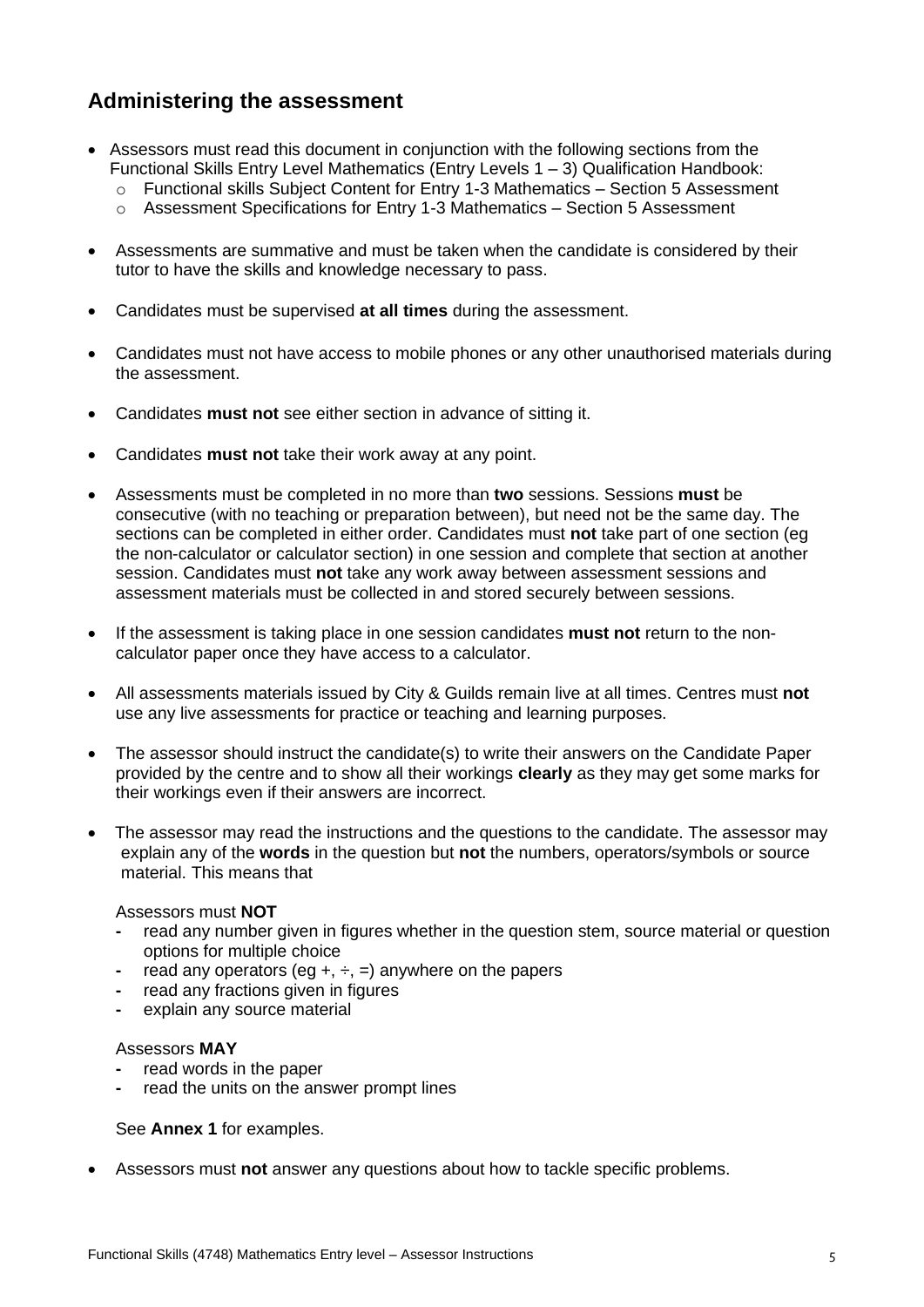## Administering the assessment

- Assessors must read this document in conjunction with the following sections from the Functional Skills Entry Level Mathematics (Entry Levels 1 – 3) Qualification Handbook:
  - Functional skills Subject Content for Entry 1-3 Mathematics – Section 5 Assessment
  - Assessment Specifications for Entry 1-3 Mathematics – Section 5 Assessment
- Assessments are summative and must be taken when the candidate is considered by their tutor to have the skills and knowledge necessary to pass.
- Candidates must be supervised **at all times** during the assessment.
- Candidates must not have access to mobile phones or any other unauthorised materials during the assessment.
- Candidates **must not** see either section in advance of sitting it.
- Candidates **must not** take their work away at any point.
- Assessments must be completed in no more than **two** sessions. Sessions **must** be consecutive (with no teaching or preparation between), but need not be the same day. The sections can be completed in either order. Candidates must **not** take part of one section (eg the non-calculator or calculator section) in one session and complete that section at another session. Candidates must **not** take any work away between assessment sessions and assessment materials must be collected in and stored securely between sessions.
- If the assessment is taking place in one session candidates **must not** return to the non-calculator paper once they have access to a calculator.
- All assessments materials issued by City & Guilds remain live at all times. Centres must **not** use any live assessments for practice or teaching and learning purposes.
- The assessor should instruct the candidate(s) to write their answers on the Candidate Paper provided by the centre and to show all their workings **clearly** as they may get some marks for their workings even if their answers are incorrect.
- The assessor may read the instructions and the questions to the candidate. The assessor may explain any of the **words** in the question but **not** the numbers, operators/symbols or source material. This means that

  Assessors must **NOT**
  - read any number given in figures whether in the question stem, source material or question options for multiple choice
  - read any operators (eg +, ÷, =) anywhere on the papers
  - read any fractions given in figures
  - explain any source material

  Assessors **MAY**
  - read words in the paper
  - read the units on the answer prompt lines

  See **Annex 1** for examples.

- Assessors must **not** answer any questions about how to tackle specific problems.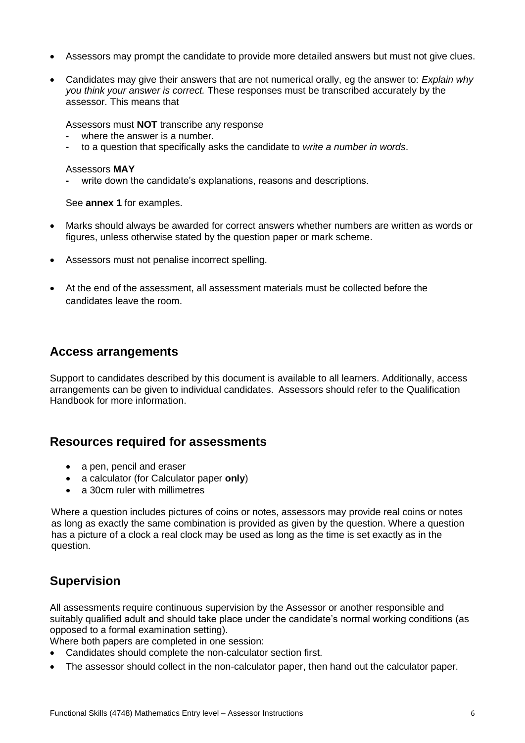- Assessors may prompt the candidate to provide more detailed answers but must not give clues.
- Candidates may give their answers that are not numerical orally, eg the answer to: *Explain why you think your answer is correct.* These responses must be transcribed accurately by the assessor. This means that

  Assessors must **NOT** transcribe any response
  - where the answer is a number.
  - to a question that specifically asks the candidate to *write a number in words*.

  Assessors **MAY**
  - write down the candidate's explanations, reasons and descriptions.

  See **annex 1** for examples.
- Marks should always be awarded for correct answers whether numbers are written as words or figures, unless otherwise stated by the question paper or mark scheme.
- Assessors must not penalise incorrect spelling.
- At the end of the assessment, all assessment materials must be collected before the candidates leave the room.

## Access arrangements

Support to candidates described by this document is available to all learners. Additionally, access arrangements can be given to individual candidates. Assessors should refer to the Qualification Handbook for more information.

## Resources required for assessments

- a pen, pencil and eraser
- a calculator (for Calculator paper **only**)
- a 30cm ruler with millimetres

Where a question includes pictures of coins or notes, assessors may provide real coins or notes as long as exactly the same combination is provided as given by the question. Where a question has a picture of a clock a real clock may be used as long as the time is set exactly as in the question.

## Supervision

All assessments require continuous supervision by the Assessor or another responsible and suitably qualified adult and should take place under the candidate's normal working conditions (as opposed to a formal examination setting).

Where both papers are completed in one session:

- Candidates should complete the non-calculator section first.
- The assessor should collect in the non-calculator paper, then hand out the calculator paper.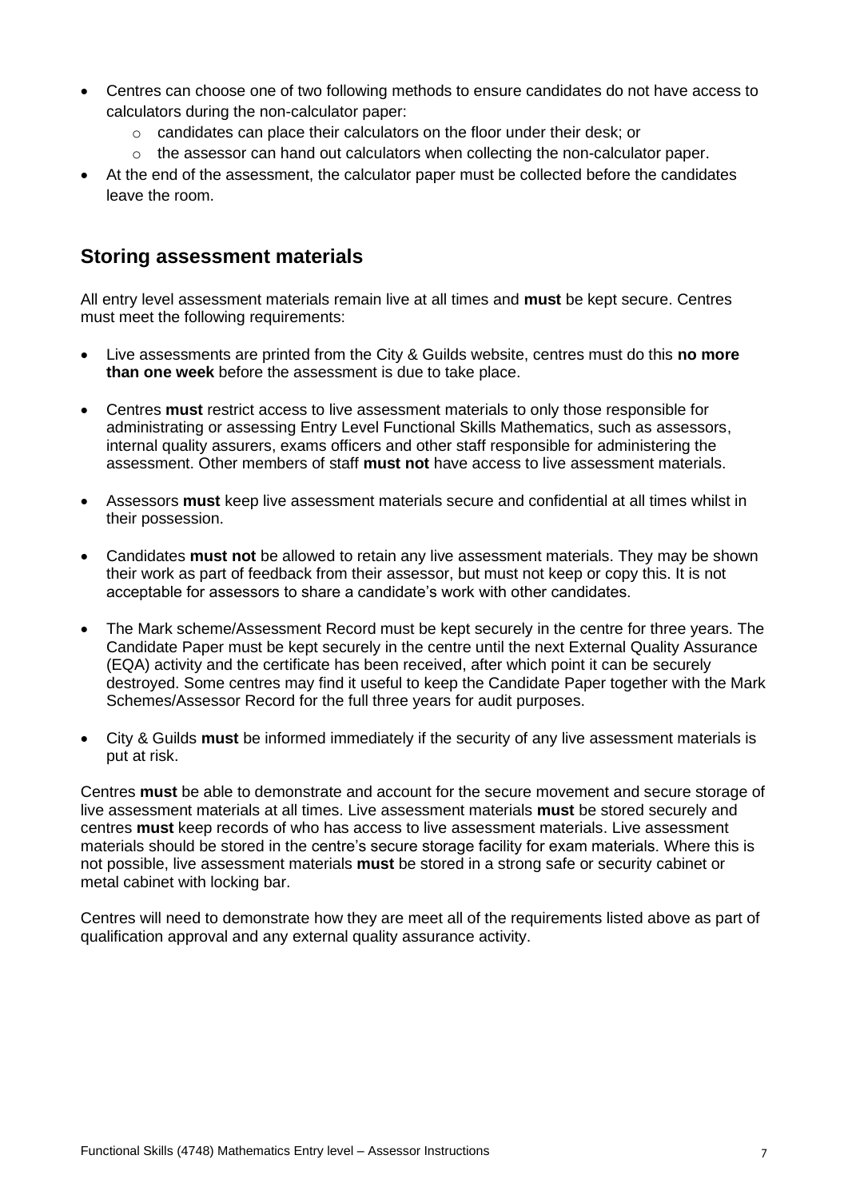- Centres can choose one of two following methods to ensure candidates do not have access to calculators during the non-calculator paper:
    - candidates can place their calculators on the floor under their desk; or
    - the assessor can hand out calculators when collecting the non-calculator paper.
- At the end of the assessment, the calculator paper must be collected before the candidates leave the room.

## Storing assessment materials

All entry level assessment materials remain live at all times and **must** be kept secure. Centres must meet the following requirements:

- Live assessments are printed from the City & Guilds website, centres must do this **no more than one week** before the assessment is due to take place.

- Centres **must** restrict access to live assessment materials to only those responsible for administrating or assessing Entry Level Functional Skills Mathematics, such as assessors, internal quality assurers, exams officers and other staff responsible for administering the assessment. Other members of staff **must not** have access to live assessment materials.

- Assessors **must** keep live assessment materials secure and confidential at all times whilst in their possession.

- Candidates **must not** be allowed to retain any live assessment materials. They may be shown their work as part of feedback from their assessor, but must not keep or copy this. It is not acceptable for assessors to share a candidate's work with other candidates.

- The Mark scheme/Assessment Record must be kept securely in the centre for three years. The Candidate Paper must be kept securely in the centre until the next External Quality Assurance (EQA) activity and the certificate has been received, after which point it can be securely destroyed. Some centres may find it useful to keep the Candidate Paper together with the Mark Schemes/Assessor Record for the full three years for audit purposes.

- City & Guilds **must** be informed immediately if the security of any live assessment materials is put at risk.

Centres **must** be able to demonstrate and account for the secure movement and secure storage of live assessment materials at all times. Live assessment materials **must** be stored securely and centres **must** keep records of who has access to live assessment materials. Live assessment materials should be stored in the centre's secure storage facility for exam materials. Where this is not possible, live assessment materials **must** be stored in a strong safe or security cabinet or metal cabinet with locking bar.

Centres will need to demonstrate how they are meet all of the requirements listed above as part of qualification approval and any external quality assurance activity.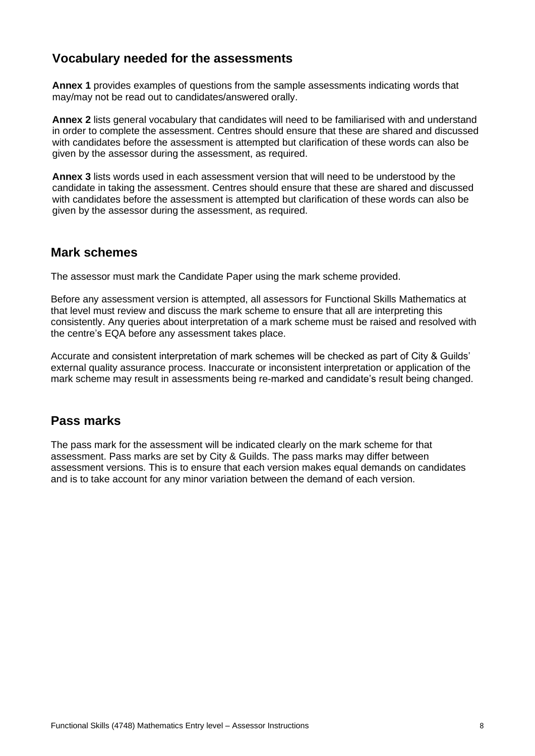## Vocabulary needed for the assessments

**Annex 1** provides examples of questions from the sample assessments indicating words that may/may not be read out to candidates/answered orally.

**Annex 2** lists general vocabulary that candidates will need to be familiarised with and understand in order to complete the assessment. Centres should ensure that these are shared and discussed with candidates before the assessment is attempted but clarification of these words can also be given by the assessor during the assessment, as required.

**Annex 3** lists words used in each assessment version that will need to be understood by the candidate in taking the assessment. Centres should ensure that these are shared and discussed with candidates before the assessment is attempted but clarification of these words can also be given by the assessor during the assessment, as required.

## Mark schemes

The assessor must mark the Candidate Paper using the mark scheme provided.

Before any assessment version is attempted, all assessors for Functional Skills Mathematics at that level must review and discuss the mark scheme to ensure that all are interpreting this consistently. Any queries about interpretation of a mark scheme must be raised and resolved with the centre's EQA before any assessment takes place.

Accurate and consistent interpretation of mark schemes will be checked as part of City & Guilds' external quality assurance process. Inaccurate or inconsistent interpretation or application of the mark scheme may result in assessments being re-marked and candidate's result being changed.

## Pass marks

The pass mark for the assessment will be indicated clearly on the mark scheme for that assessment. Pass marks are set by City & Guilds. The pass marks may differ between assessment versions. This is to ensure that each version makes equal demands on candidates and is to take account for any minor variation between the demand of each version.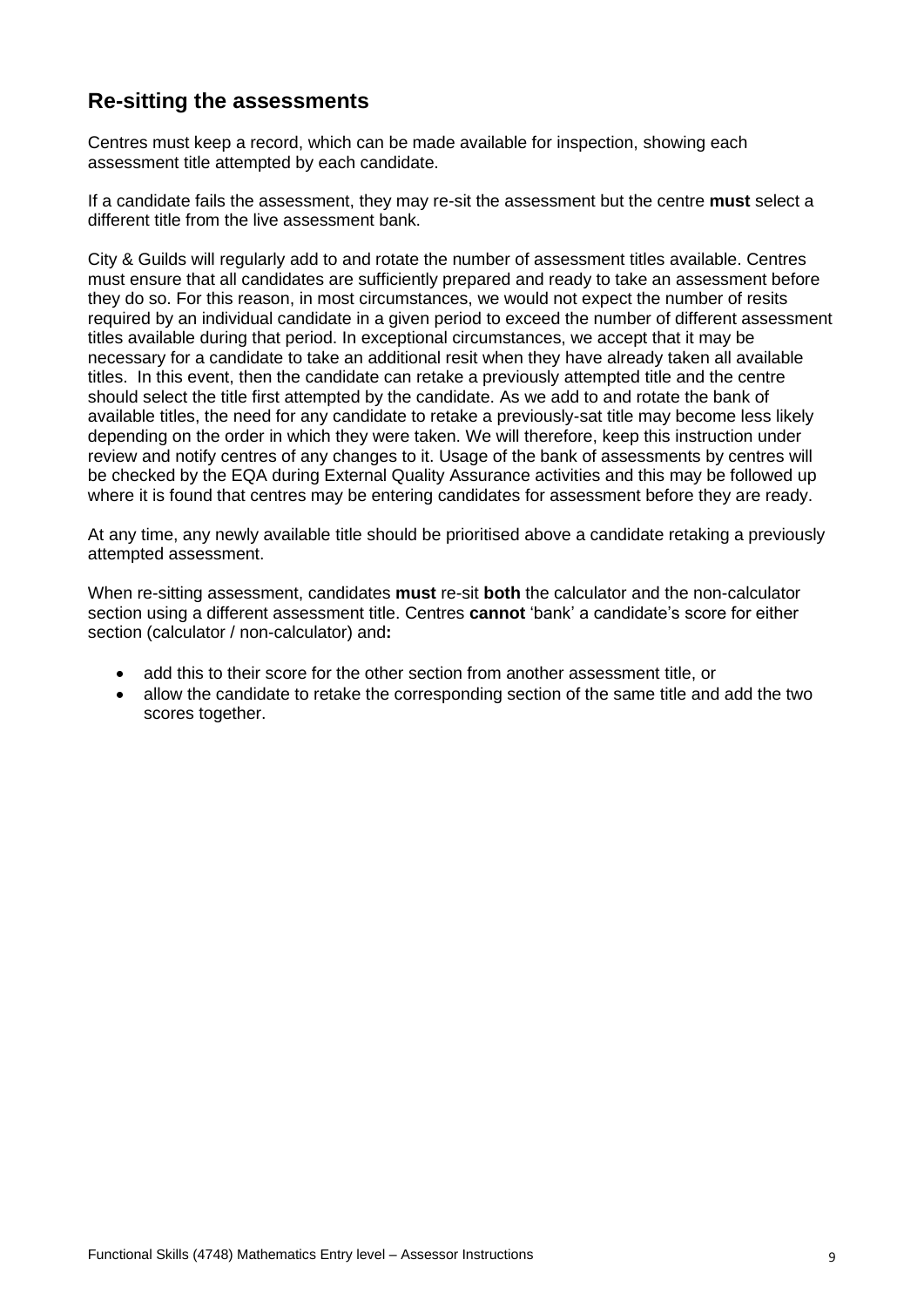## Re-sitting the assessments

Centres must keep a record, which can be made available for inspection, showing each assessment title attempted by each candidate.

If a candidate fails the assessment, they may re-sit the assessment but the centre **must** select a different title from the live assessment bank.

City & Guilds will regularly add to and rotate the number of assessment titles available. Centres must ensure that all candidates are sufficiently prepared and ready to take an assessment before they do so. For this reason, in most circumstances, we would not expect the number of resits required by an individual candidate in a given period to exceed the number of different assessment titles available during that period. In exceptional circumstances, we accept that it may be necessary for a candidate to take an additional resit when they have already taken all available titles. In this event, then the candidate can retake a previously attempted title and the centre should select the title first attempted by the candidate. As we add to and rotate the bank of available titles, the need for any candidate to retake a previously-sat title may become less likely depending on the order in which they were taken. We will therefore, keep this instruction under review and notify centres of any changes to it. Usage of the bank of assessments by centres will be checked by the EQA during External Quality Assurance activities and this may be followed up where it is found that centres may be entering candidates for assessment before they are ready.

At any time, any newly available title should be prioritised above a candidate retaking a previously attempted assessment.

When re-sitting assessment, candidates **must** re-sit **both** the calculator and the non-calculator section using a different assessment title. Centres **cannot** 'bank' a candidate's score for either section (calculator / non-calculator) and**:**

- add this to their score for the other section from another assessment title, or
- allow the candidate to retake the corresponding section of the same title and add the two scores together.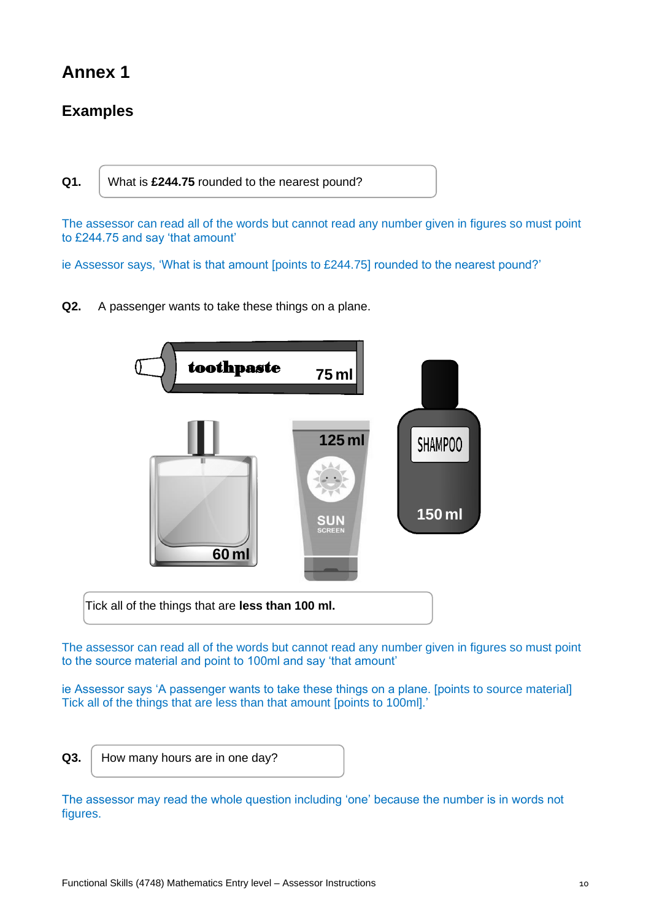# Annex 1

## Examples

**Q1.** What is **£244.75** rounded to the nearest pound?

The assessor can read all of the words but cannot read any number given in figures so must point to £244.75 and say 'that amount'

ie Assessor says, 'What is that amount [points to £244.75] rounded to the nearest pound?'

**Q2.** A passenger wants to take these things on a plane.

toothpaste 75 ml

60 ml

125 ml SUN SCREEN

SHAMPOO 150 ml

Tick all of the things that are **less than 100 ml.**

The assessor can read all of the words but cannot read any number given in figures so must point to the source material and point to 100ml and say 'that amount'

ie Assessor says 'A passenger wants to take these things on a plane. [points to source material] Tick all of the things that are less than that amount [points to 100ml].'

**Q3.** How many hours are in one day?

The assessor may read the whole question including 'one' because the number is in words not figures.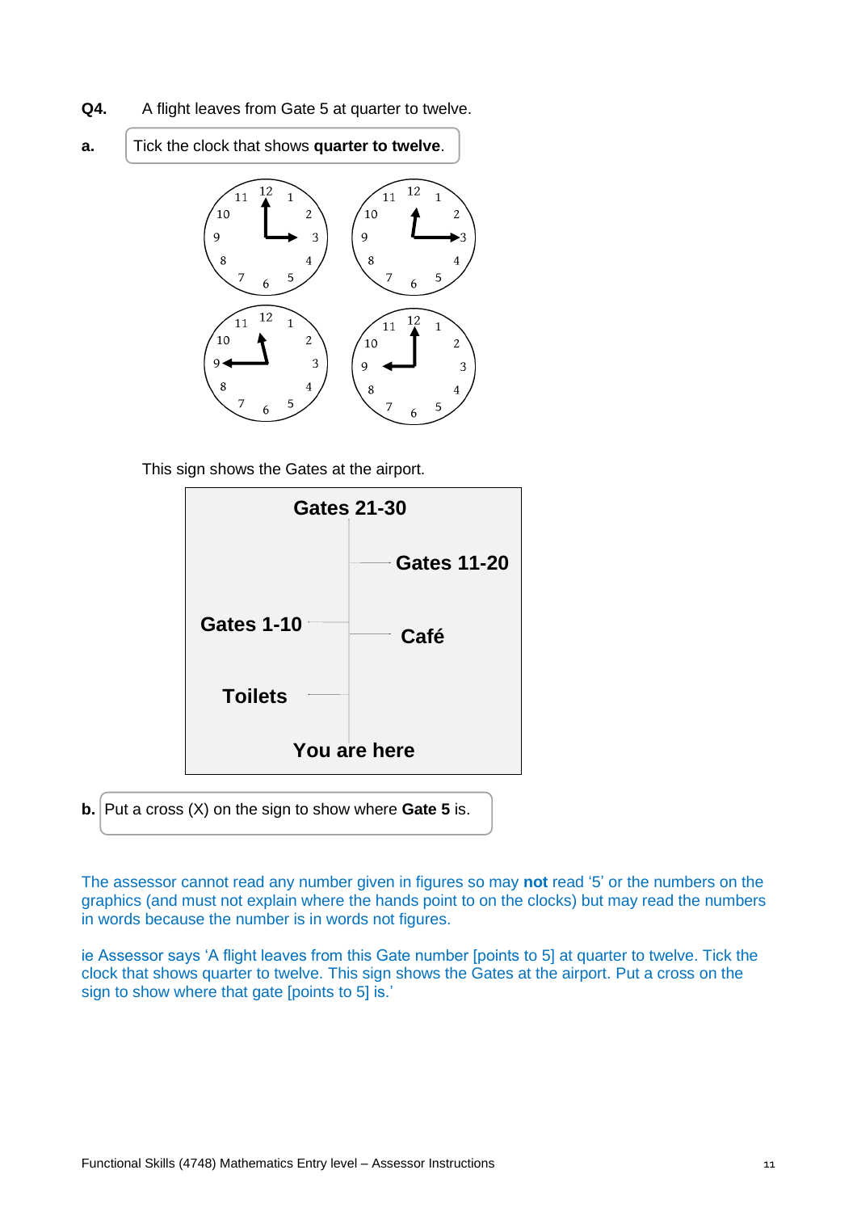**Q4.** A flight leaves from Gate 5 at quarter to twelve.

**a.** Tick the clock that shows **quarter to twelve**.

This sign shows the Gates at the airport.

**b.** Put a cross (X) on the sign to show where **Gate 5** is.

The assessor cannot read any number given in figures so may **not** read '5' or the numbers on the graphics (and must not explain where the hands point to on the clocks) but may read the numbers in words because the number is in words not figures.

ie Assessor says 'A flight leaves from this Gate number [points to 5] at quarter to twelve. Tick the clock that shows quarter to twelve. This sign shows the Gates at the airport. Put a cross on the sign to show where that gate [points to 5] is.'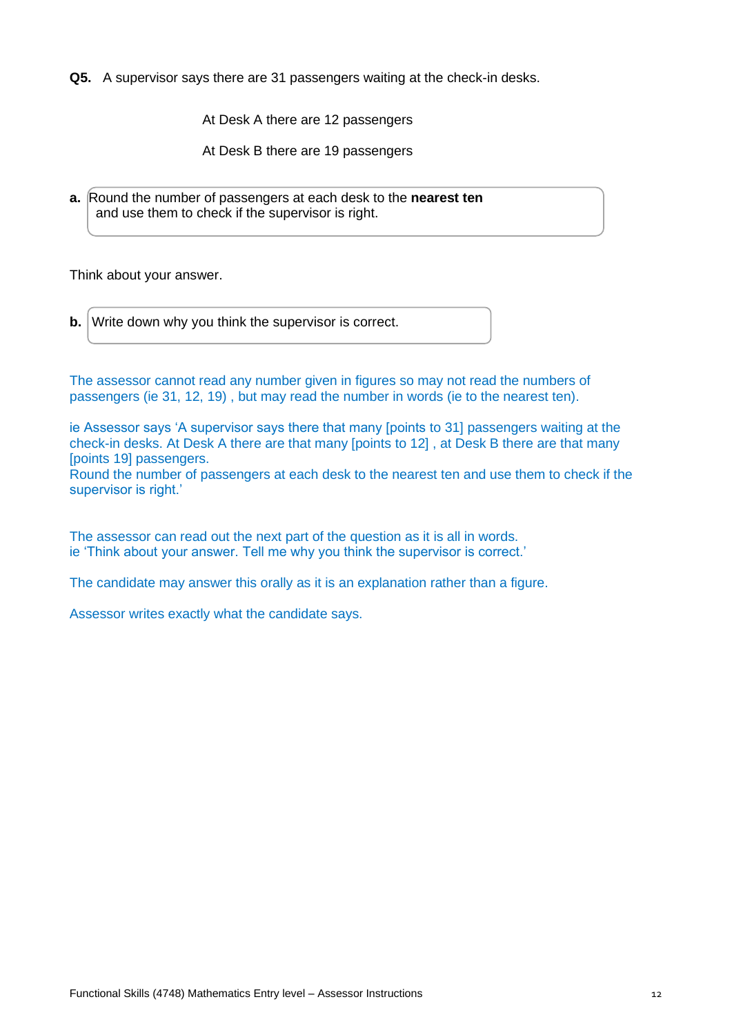**Q5.** A supervisor says there are 31 passengers waiting at the check-in desks.

At Desk A there are 12 passengers

At Desk B there are 19 passengers

**a.** Round the number of passengers at each desk to the **nearest ten** and use them to check if the supervisor is right.

Think about your answer.

**b.** Write down why you think the supervisor is correct.

The assessor cannot read any number given in figures so may not read the numbers of passengers (ie 31, 12, 19) , but may read the number in words (ie to the nearest ten).

ie Assessor says 'A supervisor says there that many [points to 31] passengers waiting at the check-in desks. At Desk A there are that many [points to 12] , at Desk B there are that many [points 19] passengers.
Round the number of passengers at each desk to the nearest ten and use them to check if the supervisor is right.'

The assessor can read out the next part of the question as it is all in words.
ie 'Think about your answer. Tell me why you think the supervisor is correct.'

The candidate may answer this orally as it is an explanation rather than a figure.

Assessor writes exactly what the candidate says.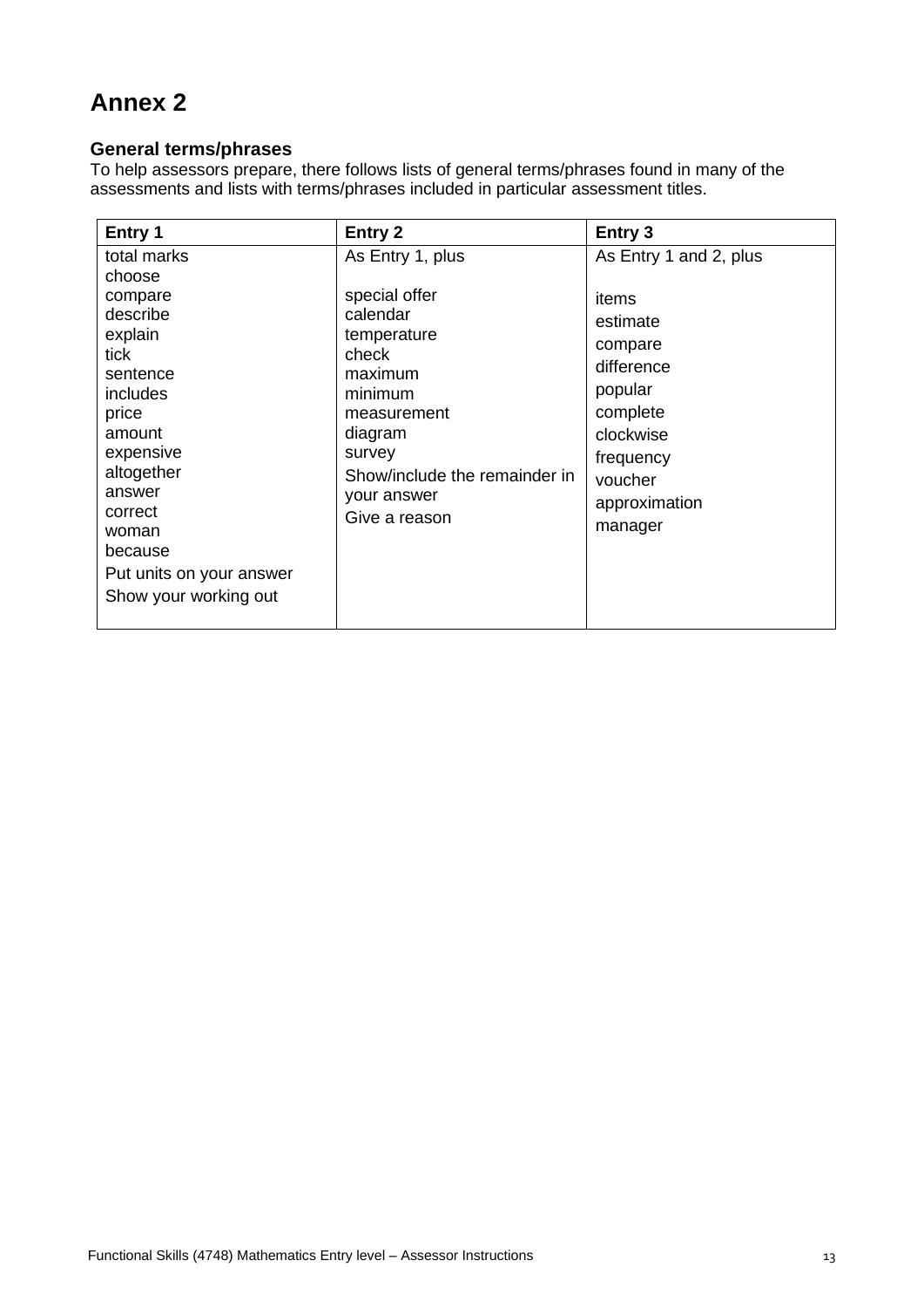# Annex 2

### General terms/phrases

To help assessors prepare, there follows lists of general terms/phrases found in many of the assessments and lists with terms/phrases included in particular assessment titles.

| Entry 1 | Entry 2 | Entry 3 |
|---|---|---|
| total marks<br>choose<br>compare<br>describe<br>explain<br>tick<br>sentence<br>includes<br>price<br>amount<br>expensive<br>altogether<br>answer<br>correct<br>woman<br>because<br>Put units on your answer<br>Show your working out | As Entry 1, plus<br><br>special offer<br>calendar<br>temperature<br>check<br>maximum<br>minimum<br>measurement<br>diagram<br>survey<br>Show/include the remainder in your answer<br>Give a reason | As Entry 1 and 2, plus<br><br>items<br>estimate<br>compare<br>difference<br>popular<br>complete<br>clockwise<br>frequency<br>voucher<br>approximation<br>manager |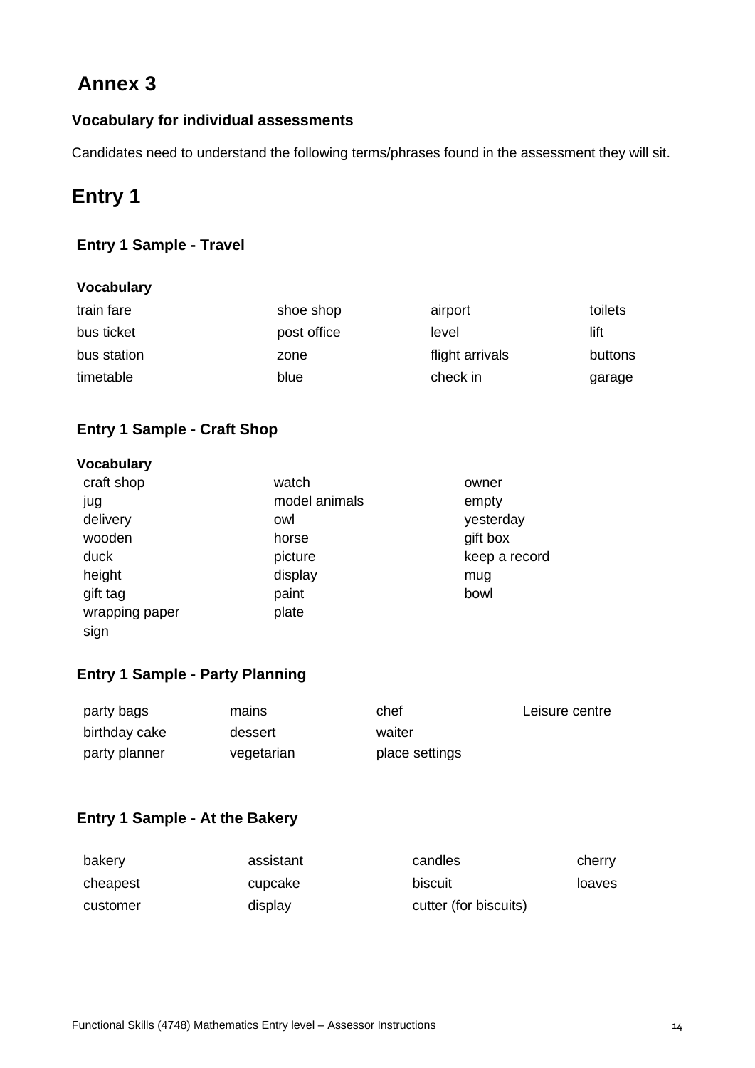# Annex 3

### Vocabulary for individual assessments

Candidates need to understand the following terms/phrases found in the assessment they will sit.

## Entry 1

### Entry 1 Sample - Travel

**Vocabulary**

| | | | |
|---|---|---|---|
| train fare | shoe shop | airport | toilets |
| bus ticket | post office | level | lift |
| bus station | zone | flight arrivals | buttons |
| timetable | blue | check in | garage |

### Entry 1 Sample - Craft Shop

**Vocabulary**

| | | |
|---|---|---|
| craft shop | watch | owner |
| jug | model animals | empty |
| delivery | owl | yesterday |
| wooden | horse | gift box |
| duck | picture | keep a record |
| height | display | mug |
| gift tag | paint | bowl |
| wrapping paper | plate | |
| sign | | |

### Entry 1 Sample - Party Planning

| | | | |
|---|---|---|---|
| party bags | mains | chef | Leisure centre |
| birthday cake | dessert | waiter | |
| party planner | vegetarian | place settings | |

### Entry 1 Sample - At the Bakery

| | | | |
|---|---|---|---|
| bakery | assistant | candles | cherry |
| cheapest | cupcake | biscuit | loaves |
| customer | display | cutter (for biscuits) | |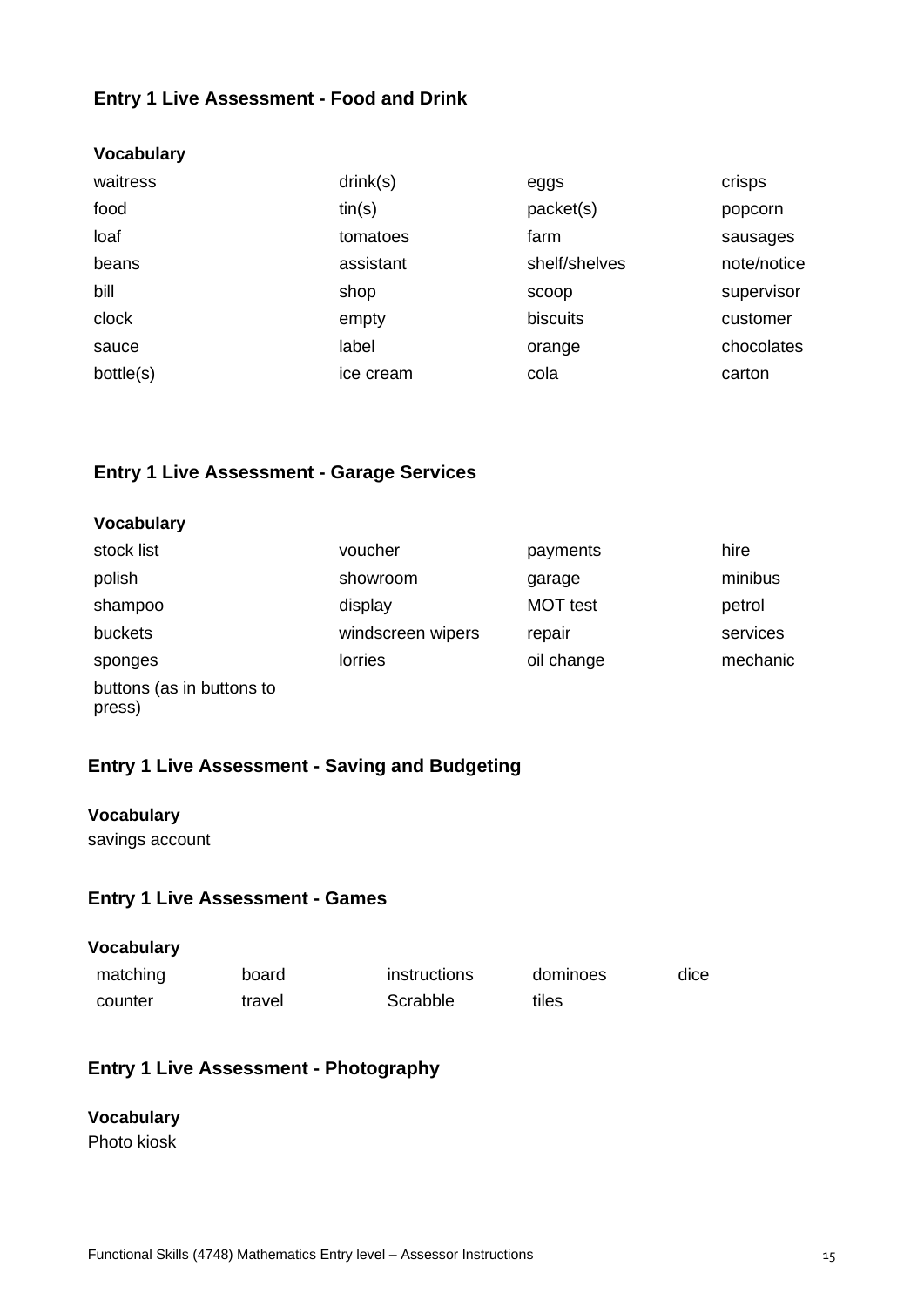## Entry 1 Live Assessment - Food and Drink

**Vocabulary**

| | | | |
|---|---|---|---|
| waitress | drink(s) | eggs | crisps |
| food | tin(s) | packet(s) | popcorn |
| loaf | tomatoes | farm | sausages |
| beans | assistant | shelf/shelves | note/notice |
| bill | shop | scoop | supervisor |
| clock | empty | biscuits | customer |
| sauce | label | orange | chocolates |
| bottle(s) | ice cream | cola | carton |

## Entry 1 Live Assessment - Garage Services

**Vocabulary**

| | | | |
|---|---|---|---|
| stock list | voucher | payments | hire |
| polish | showroom | garage | minibus |
| shampoo | display | MOT test | petrol |
| buckets | windscreen wipers | repair | services |
| sponges | lorries | oil change | mechanic |
| buttons (as in buttons to press) | | | |

## Entry 1 Live Assessment - Saving and Budgeting

**Vocabulary**

savings account

## Entry 1 Live Assessment - Games

**Vocabulary**

| | | | | |
|---|---|---|---|---|
| matching | board | instructions | dominoes | dice |
| counter | travel | Scrabble | tiles | |

## Entry 1 Live Assessment - Photography

**Vocabulary**

Photo kiosk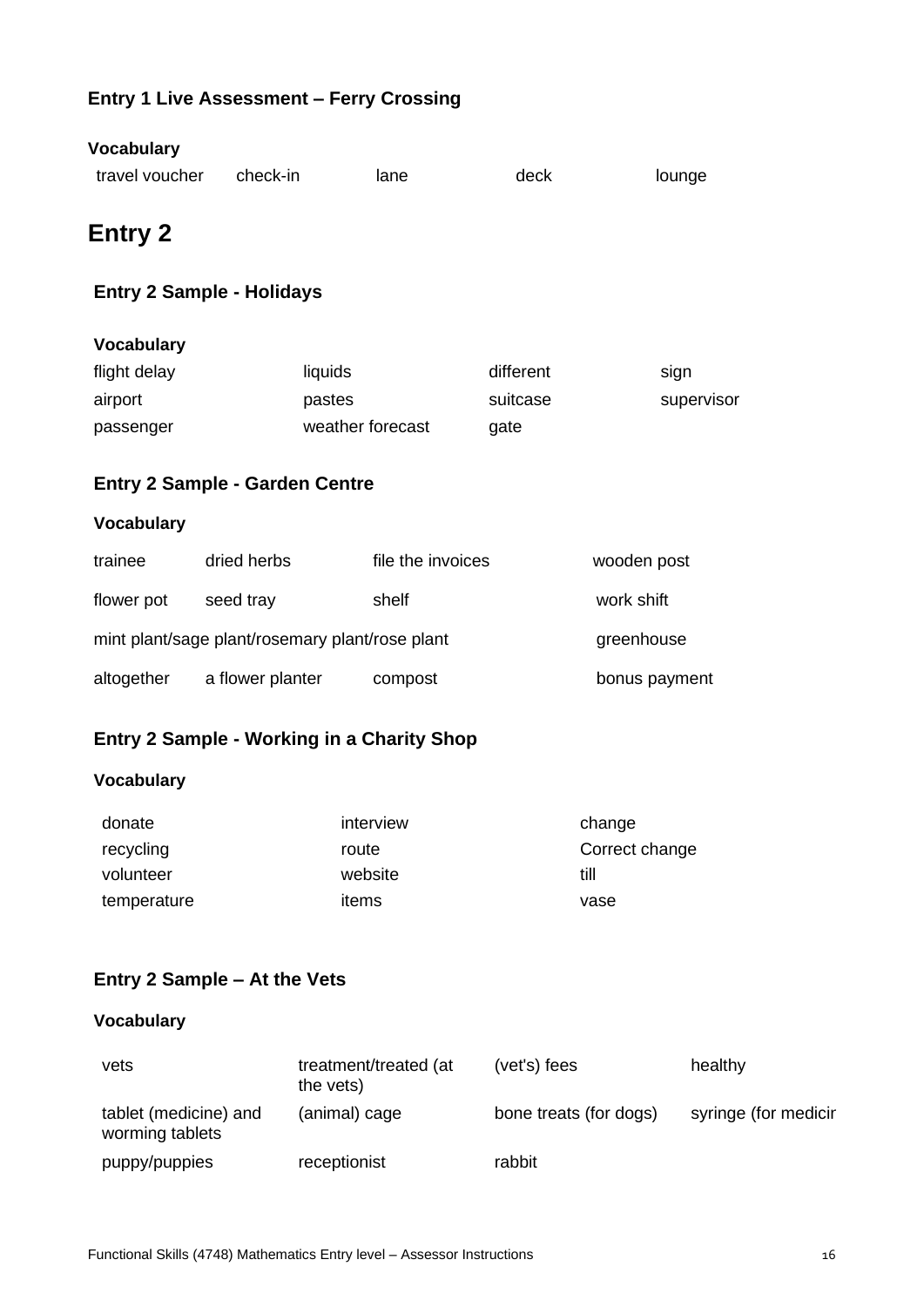### Entry 1 Live Assessment – Ferry Crossing

**Vocabulary**

| travel voucher | check-in | lane | deck | lounge |
|---|---|---|---|---|

# Entry 2

### Entry 2 Sample - Holidays

**Vocabulary**

| | | | |
|---|---|---|---|
| flight delay | liquids | different | sign |
| airport | pastes | suitcase | supervisor |
| passenger | weather forecast | gate | |

### Entry 2 Sample - Garden Centre

**Vocabulary**

| | | | |
|---|---|---|---|
| trainee | dried herbs | file the invoices | wooden post |
| flower pot | seed tray | shelf | work shift |
| mint plant/sage plant/rosemary plant/rose plant | | | greenhouse |
| altogether | a flower planter | compost | bonus payment |

### Entry 2 Sample - Working in a Charity Shop

**Vocabulary**

| | | |
|---|---|---|
| donate | interview | change |
| recycling | route | Correct change |
| volunteer | website | till |
| temperature | items | vase |

### Entry 2 Sample – At the Vets

**Vocabulary**

| | | | |
|---|---|---|---|
| vets | treatment/treated (at the vets) | (vet's) fees | healthy |
| tablet (medicine) and worming tablets | (animal) cage | bone treats (for dogs) | syringe (for medicir |
| puppy/puppies | receptionist | rabbit | |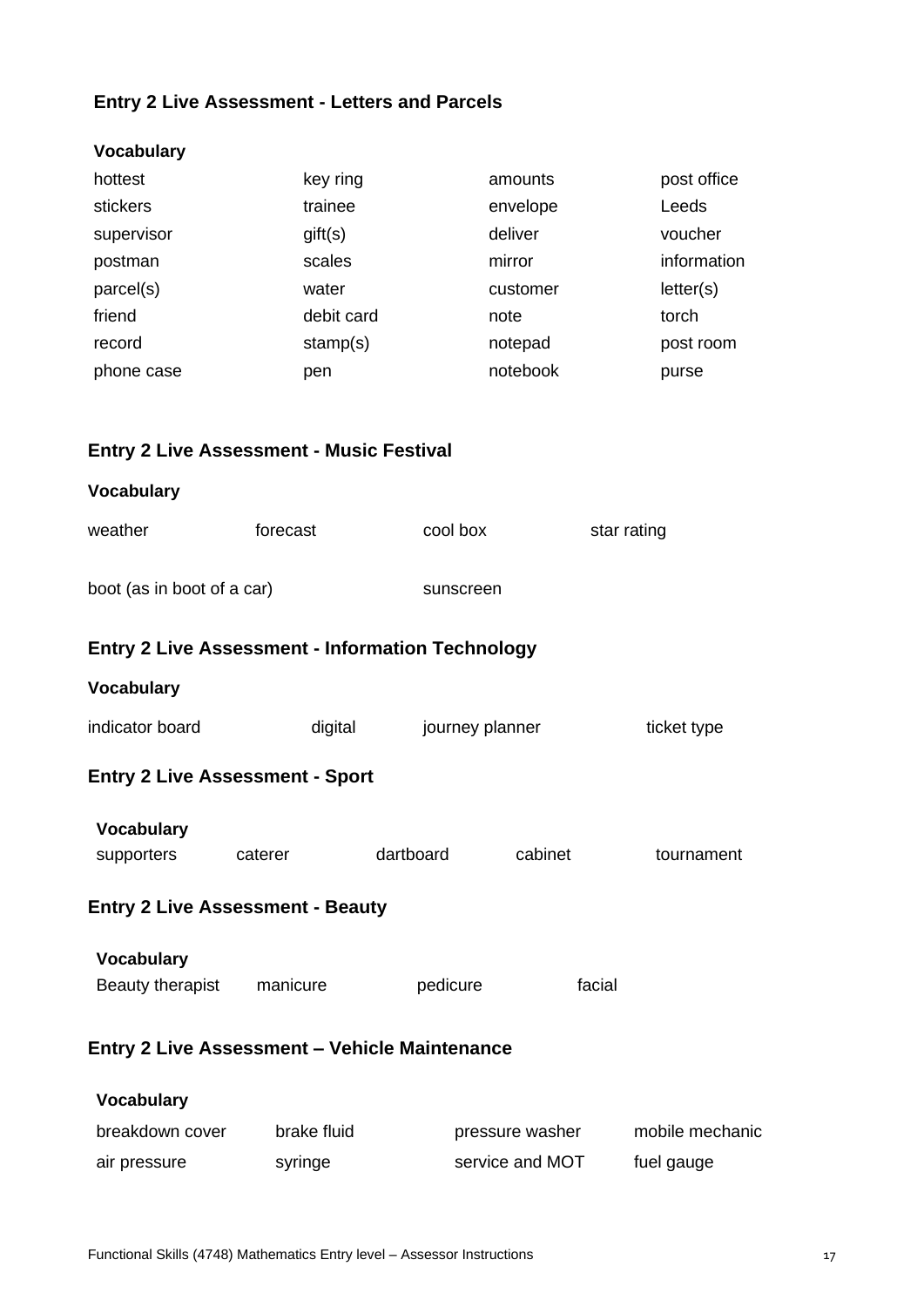## Entry 2 Live Assessment - Letters and Parcels

**Vocabulary**

| | | | |
|---|---|---|---|
| hottest | key ring | amounts | post office |
| stickers | trainee | envelope | Leeds |
| supervisor | gift(s) | deliver | voucher |
| postman | scales | mirror | information |
| parcel(s) | water | customer | letter(s) |
| friend | debit card | note | torch |
| record | stamp(s) | notepad | post room |
| phone case | pen | notebook | purse |

## Entry 2 Live Assessment - Music Festival

**Vocabulary**

| | | | |
|---|---|---|---|
| weather | forecast | cool box | star rating |
| boot (as in boot of a car) | | sunscreen | |

## Entry 2 Live Assessment - Information Technology

**Vocabulary**

| | | | |
|---|---|---|---|
| indicator board | digital | journey planner | ticket type |

## Entry 2 Live Assessment - Sport

**Vocabulary**

| | | | | |
|---|---|---|---|---|
| supporters | caterer | dartboard | cabinet | tournament |

## Entry 2 Live Assessment - Beauty

**Vocabulary**

| | | | |
|---|---|---|---|
| Beauty therapist | manicure | pedicure | facial |

## Entry 2 Live Assessment – Vehicle Maintenance

**Vocabulary**

| | | | |
|---|---|---|---|
| breakdown cover | brake fluid | pressure washer | mobile mechanic |
| air pressure | syringe | service and MOT | fuel gauge |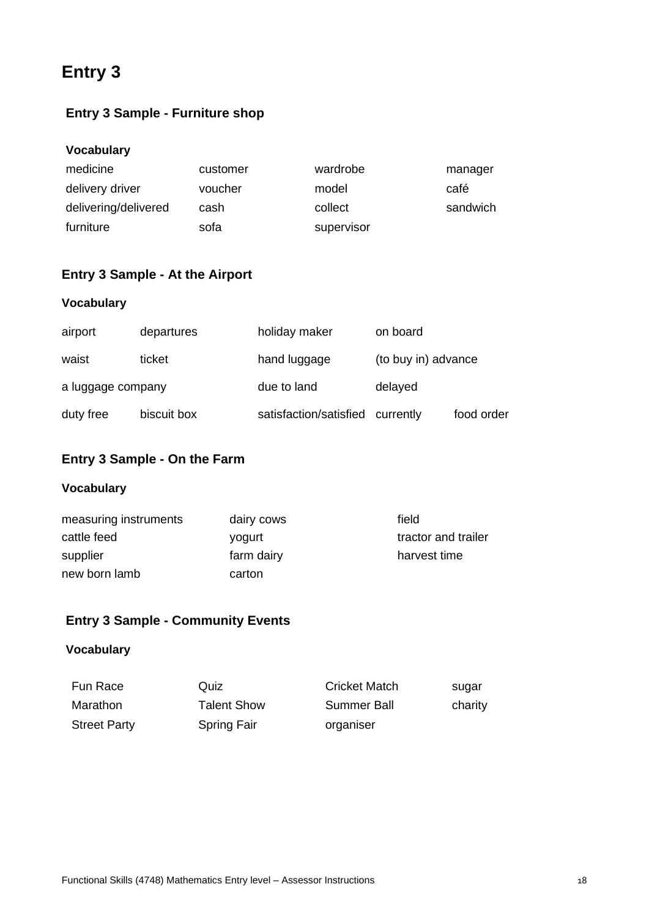# Entry 3

## Entry 3 Sample - Furniture shop

### Vocabulary

| | | | |
|---|---|---|---|
| medicine | customer | wardrobe | manager |
| delivery driver | voucher | model | café |
| delivering/delivered | cash | collect | sandwich |
| furniture | sofa | supervisor | |

## Entry 3 Sample - At the Airport

### Vocabulary

| | | | | |
|---|---|---|---|---|
| airport | departures | holiday maker | on board | |
| waist | ticket | hand luggage | (to buy in) advance | |
| a luggage company | | due to land | delayed | |
| duty free | biscuit box | satisfaction/satisfied | currently | food order |

## Entry 3 Sample - On the Farm

### Vocabulary

| | | |
|---|---|---|
| measuring instruments | dairy cows | field |
| cattle feed | yogurt | tractor and trailer |
| supplier | farm dairy | harvest time |
| new born lamb | carton | |

## Entry 3 Sample - Community Events

### Vocabulary

| | | | |
|---|---|---|---|
| Fun Race | Quiz | Cricket Match | sugar |
| Marathon | Talent Show | Summer Ball | charity |
| Street Party | Spring Fair | organiser | |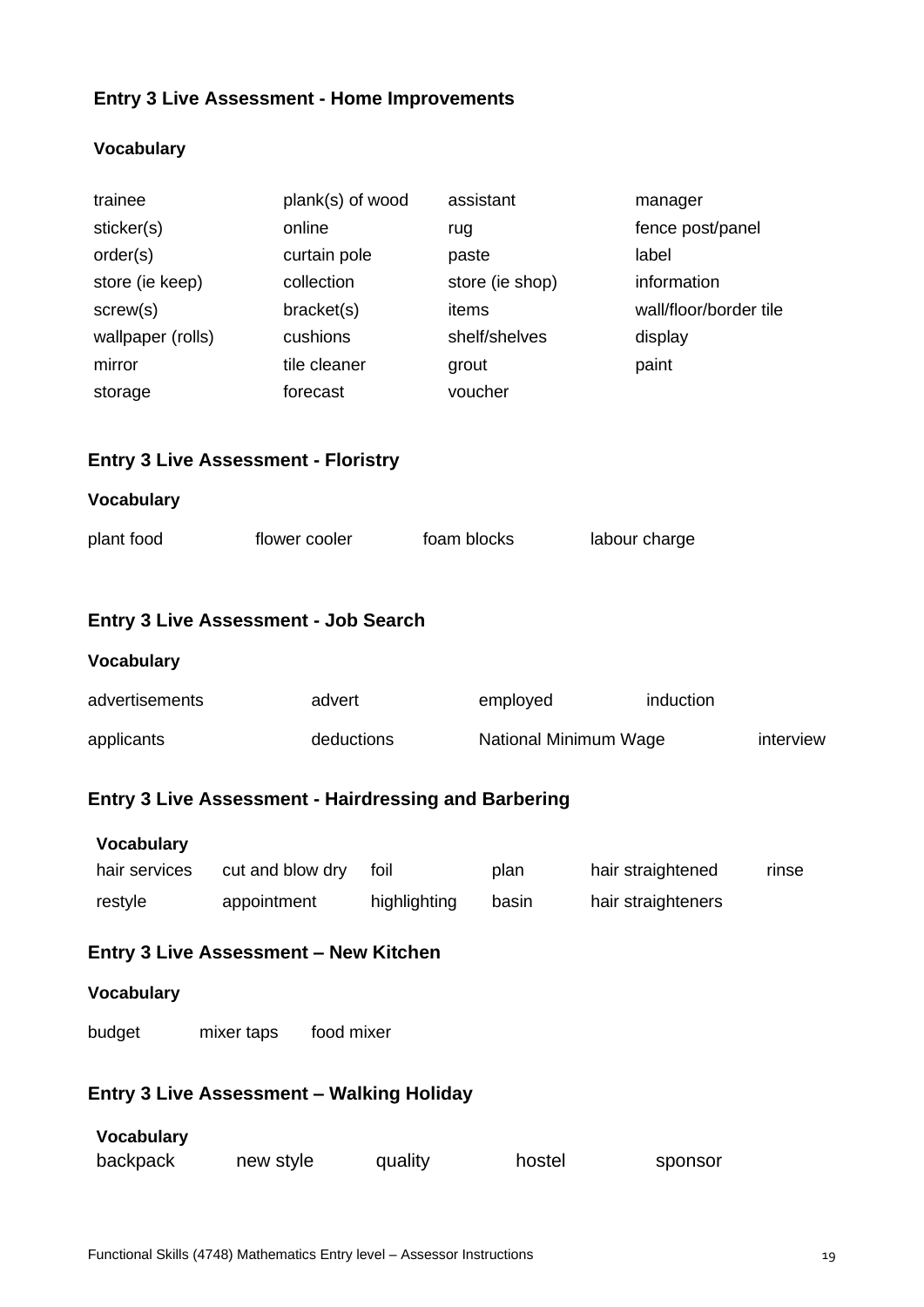## Entry 3 Live Assessment - Home Improvements

### Vocabulary

| | | | |
|---|---|---|---|
| trainee | plank(s) of wood | assistant | manager |
| sticker(s) | online | rug | fence post/panel |
| order(s) | curtain pole | paste | label |
| store (ie keep) | collection | store (ie shop) | information |
| screw(s) | bracket(s) | items | wall/floor/border tile |
| wallpaper (rolls) | cushions | shelf/shelves | display |
| mirror | tile cleaner | grout | paint |
| storage | forecast | voucher | |

## Entry 3 Live Assessment - Floristry

### Vocabulary

| | | | |
|---|---|---|---|
| plant food | flower cooler | foam blocks | labour charge |

## Entry 3 Live Assessment - Job Search

### Vocabulary

| | | | |
|---|---|---|---|
| advertisements | advert | employed | induction |
| applicants | deductions | National Minimum Wage | interview |

## Entry 3 Live Assessment - Hairdressing and Barbering

### Vocabulary

| | | | | | |
|---|---|---|---|---|---|
| hair services | cut and blow dry | foil | plan | hair straightened | rinse |
| restyle | appointment | highlighting | basin | hair straighteners | |

## Entry 3 Live Assessment – New Kitchen

### Vocabulary

| | | |
|---|---|---|
| budget | mixer taps | food mixer |

## Entry 3 Live Assessment – Walking Holiday

### Vocabulary

| | | | | |
|---|---|---|---|---|
| backpack | new style | quality | hostel | sponsor |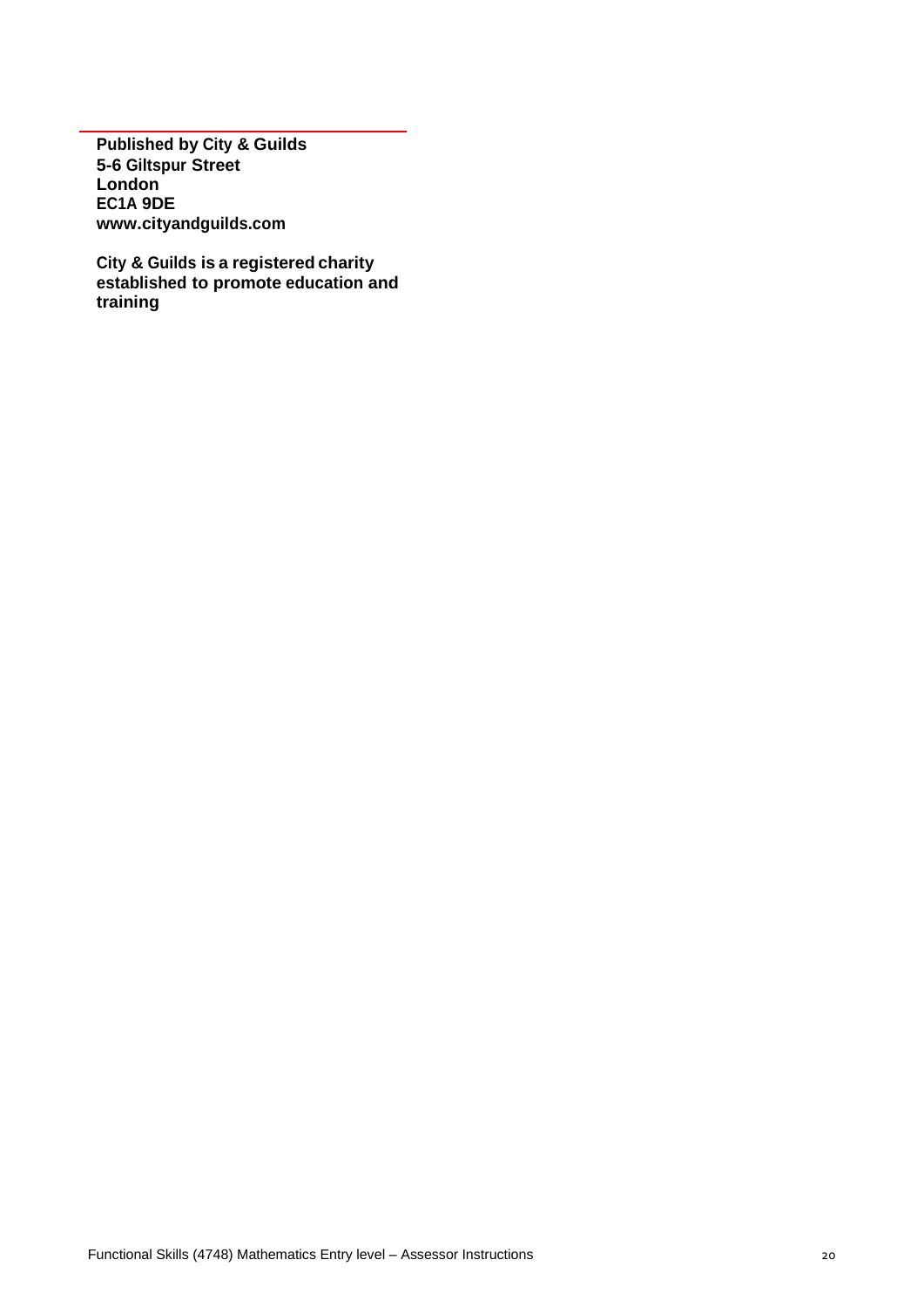**Published by City & Guilds**
**5-6 Giltspur Street**
**London**
**EC1A 9DE**
**www.cityandguilds.com**

**City & Guilds is a registered charity established to promote education and training**